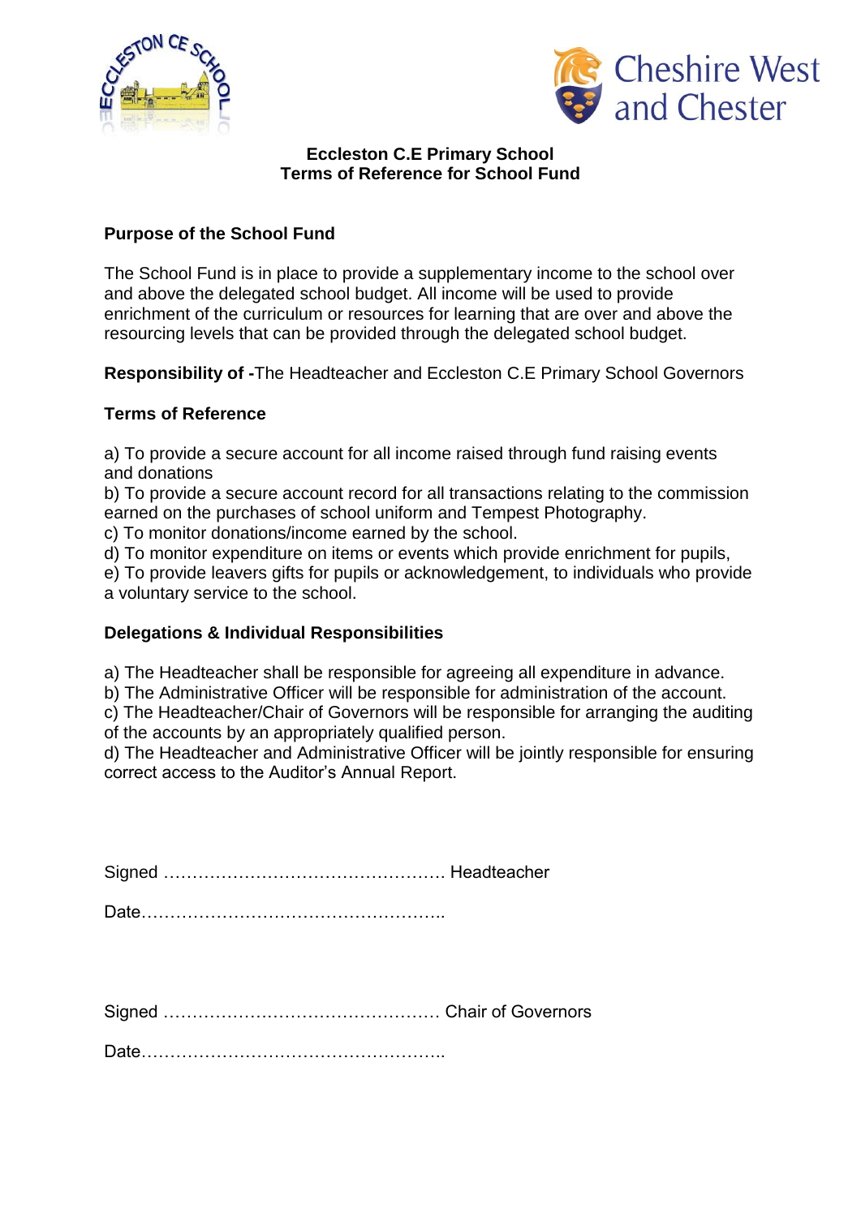# Eccleston C.E Primary School
## Terms of Reference for School Fund

### Purpose of the School Fund

The School Fund is in place to provide a supplementary income to the school over and above the delegated school budget. All income will be used to provide enrichment of the curriculum or resources for learning that are over and above the resourcing levels that can be provided through the delegated school budget.

**Responsibility of -**The Headteacher and Eccleston C.E Primary School Governors

### Terms of Reference

a) To provide a secure account for all income raised through fund raising events and donations
b) To provide a secure account record for all transactions relating to the commission earned on the purchases of school uniform and Tempest Photography.
c) To monitor donations/income earned by the school.
d) To monitor expenditure on items or events which provide enrichment for pupils,
e) To provide leavers gifts for pupils or acknowledgement, to individuals who provide a voluntary service to the school.

### Delegations & Individual Responsibilities

a) The Headteacher shall be responsible for agreeing all expenditure in advance.
b) The Administrative Officer will be responsible for administration of the account.
c) The Headteacher/Chair of Governors will be responsible for arranging the auditing of the accounts by an appropriately qualified person.
d) The Headteacher and Administrative Officer will be jointly responsible for ensuring correct access to the Auditor's Annual Report.

Signed …………………………………………. Headteacher

Date……………………………………………..

Signed …………………………………………. Chair of Governors

Date……………………………………………..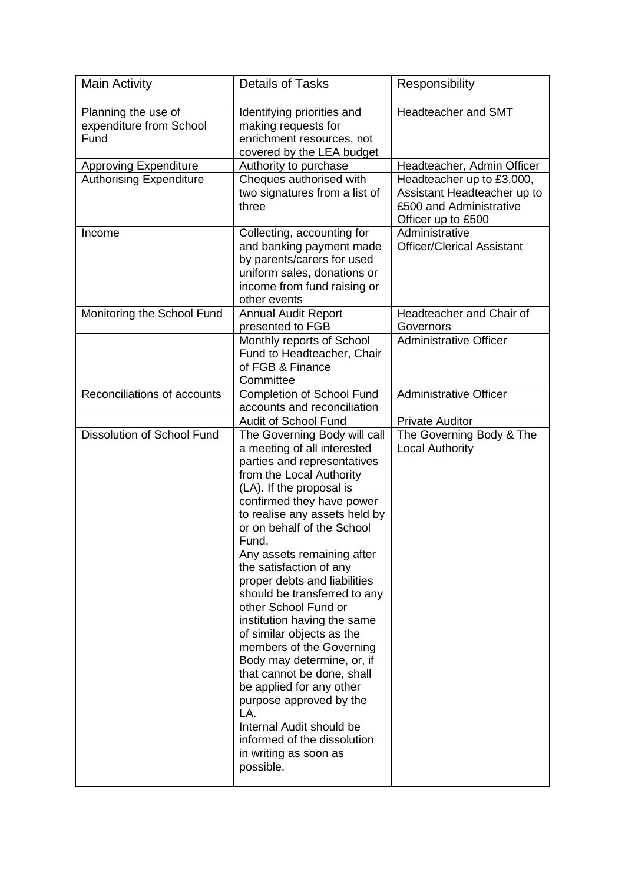| Main Activity | Details of Tasks | Responsibility |
|---|---|---|
| Planning the use of expenditure from School Fund | Identifying priorities and making requests for enrichment resources, not covered by the LEA budget | Headteacher and SMT |
| Approving Expenditure | Authority to purchase | Headteacher, Admin Officer |
| Authorising Expenditure | Cheques authorised with two signatures from a list of three | Headteacher up to £3,000, Assistant Headteacher up to £500 and Administrative Officer up to £500 |
| Income | Collecting, accounting for and banking payment made by parents/carers for used uniform sales, donations or income from fund raising or other events | Administrative Officer/Clerical Assistant |
| Monitoring the School Fund | Annual Audit Report presented to FGB | Headteacher and Chair of Governors |
| | Monthly reports of School Fund to Headteacher, Chair of FGB & Finance Committee | Administrative Officer |
| Reconciliations of accounts | Completion of School Fund accounts and reconciliation | Administrative Officer |
| | Audit of School Fund | Private Auditor |
| Dissolution of School Fund | The Governing Body will call a meeting of all interested parties and representatives from the Local Authority (LA). If the proposal is confirmed they have power to realise any assets held by or on behalf of the School Fund.<br>Any assets remaining after the satisfaction of any proper debts and liabilities should be transferred to any other School Fund or institution having the same of similar objects as the members of the Governing Body may determine, or, if that cannot be done, shall be applied for any other purpose approved by the LA.<br>Internal Audit should be informed of the dissolution in writing as soon as possible. | The Governing Body & The Local Authority |